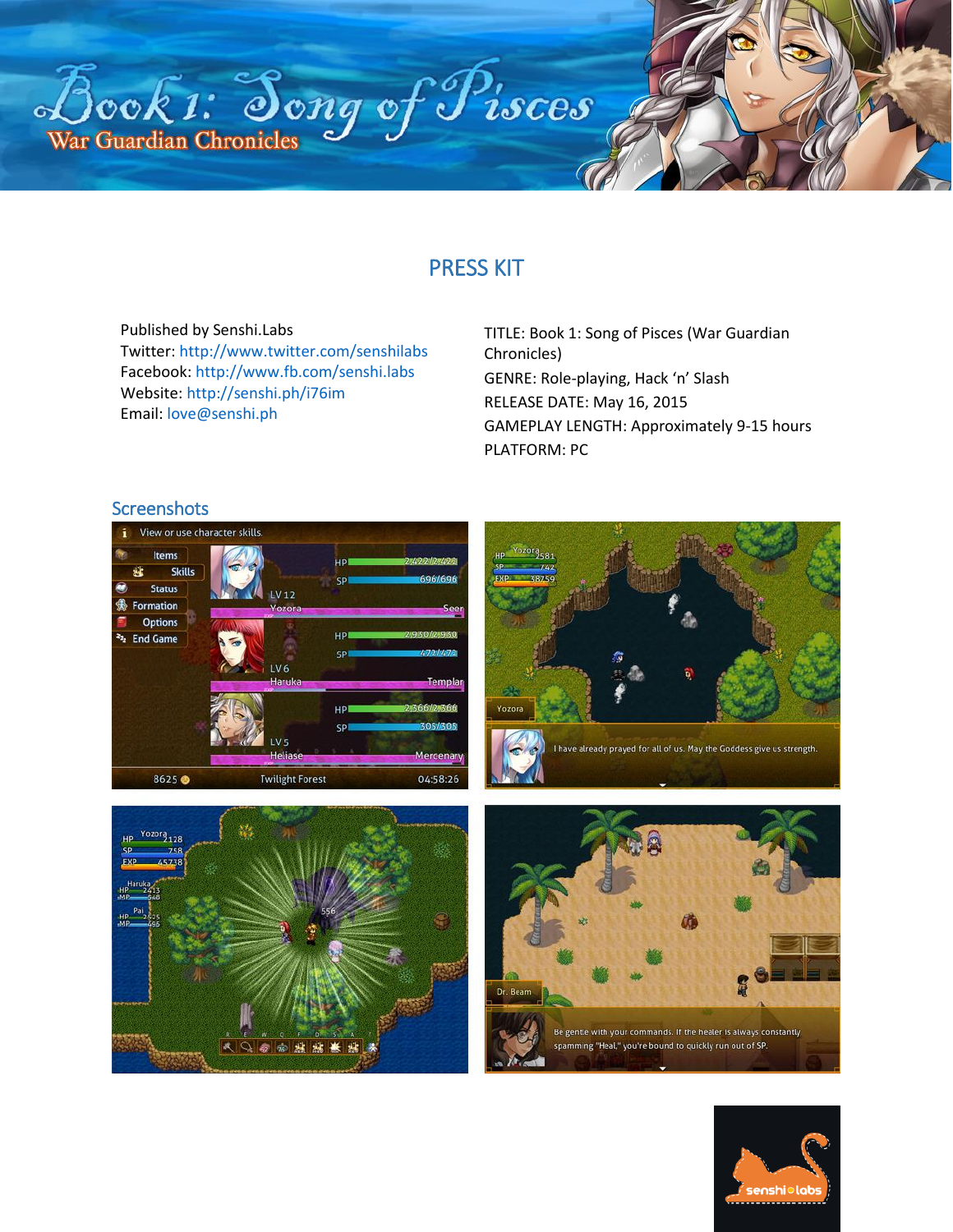# PRESS KIT

Published by Senshi.Labs
Twitter: http://www.twitter.com/senshilabs
Facebook: http://www.fb.com/senshi.labs
Website: http://senshi.ph/i76im
Email: love@senshi.ph

TITLE: Book 1: Song of Pisces (War Guardian Chronicles)

GENRE: Role-playing, Hack 'n' Slash

RELEASE DATE: May 16, 2015

GAMEPLAY LENGTH: Approximately 9-15 hours

PLATFORM: PC

## Screenshots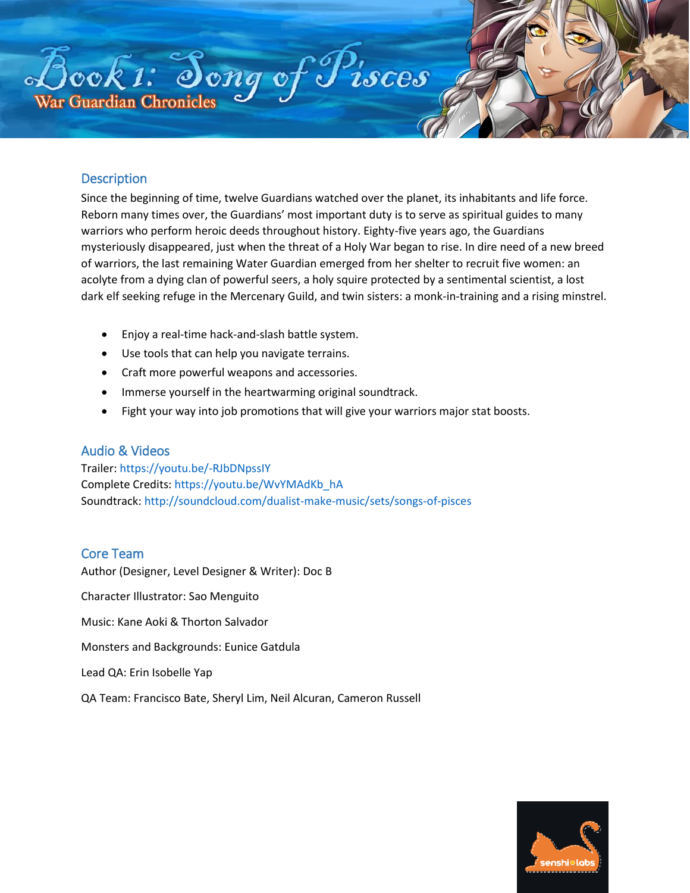# Book 1: Song of Pisces

War Guardian Chronicles

## Description

Since the beginning of time, twelve Guardians watched over the planet, its inhabitants and life force. Reborn many times over, the Guardians' most important duty is to serve as spiritual guides to many warriors who perform heroic deeds throughout history. Eighty-five years ago, the Guardians mysteriously disappeared, just when the threat of a Holy War began to rise. In dire need of a new breed of warriors, the last remaining Water Guardian emerged from her shelter to recruit five women: an acolyte from a dying clan of powerful seers, a holy squire protected by a sentimental scientist, a lost dark elf seeking refuge in the Mercenary Guild, and twin sisters: a monk-in-training and a rising minstrel.

- Enjoy a real-time hack-and-slash battle system.
- Use tools that can help you navigate terrains.
- Craft more powerful weapons and accessories.
- Immerse yourself in the heartwarming original soundtrack.
- Fight your way into job promotions that will give your warriors major stat boosts.

## Audio & Videos

Trailer: https://youtu.be/-RJbDNpssIY
Complete Credits: https://youtu.be/WvYMAdKb_hA
Soundtrack: http://soundcloud.com/dualist-make-music/sets/songs-of-pisces

## Core Team

Author (Designer, Level Designer & Writer): Doc B

Character Illustrator: Sao Menguito

Music: Kane Aoki & Thorton Salvador

Monsters and Backgrounds: Eunice Gatdula

Lead QA: Erin Isobelle Yap

QA Team: Francisco Bate, Sheryl Lim, Neil Alcuran, Cameron Russell

senshi labs